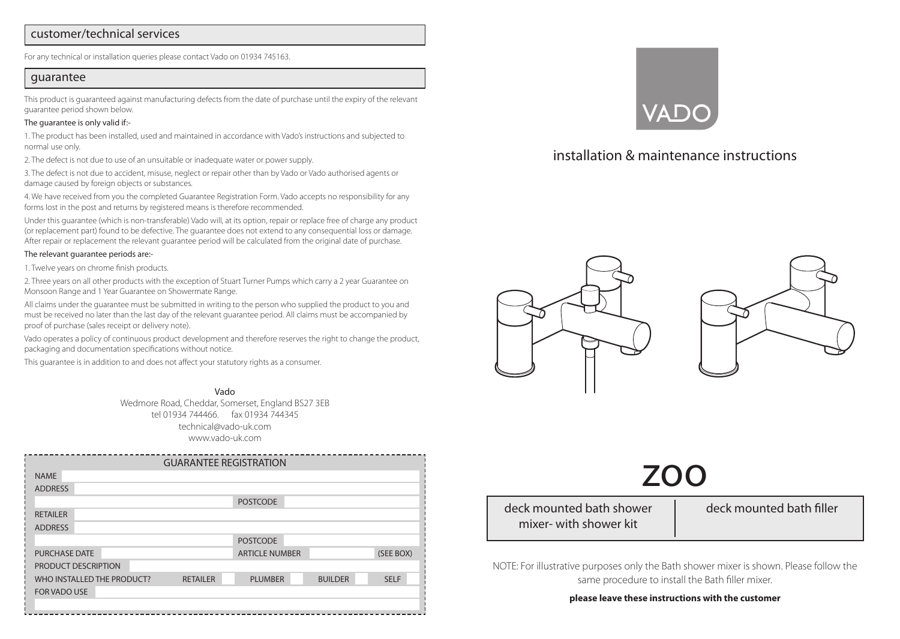## customer/technical services

For any technical or installation queries please contact Vado on 01934 745163.

## guarantee

This product is guaranteed against manufacturing defects from the date of purchase until the expiry of the relevant guarantee period shown below.

The guarantee is only valid if:-

1. The product has been installed, used and maintained in accordance with Vado's instructions and subjected to normal use only.
2. The defect is not due to use of an unsuitable or inadequate water or power supply.
3. The defect is not due to accident, misuse, neglect or repair other than by Vado or Vado authorised agents or damage caused by foreign objects or substances.
4. We have received from you the completed Guarantee Registration Form. Vado accepts no responsibility for any forms lost in the post and returns by registered means is therefore recommended.

Under this guarantee (which is non-transferable) Vado will, at its option, repair or replace free of charge any product (or replacement part) found to be defective. The guarantee does not extend to any consequential loss or damage. After repair or replacement the relevant guarantee period will be calculated from the original date of purchase.

The relevant guarantee periods are:-

1. Twelve years on chrome finish products.
2. Three years on all other products with the exception of Stuart Turner Pumps which carry a 2 year Guarantee on Monsoon Range and 1 Year Guarantee on Showermate Range.

All claims under the guarantee must be submitted in writing to the person who supplied the product to you and must be received no later than the last day of the relevant guarantee period. All claims must be accompanied by proof of purchase (sales receipt or delivery note).

Vado operates a policy of continuous product development and therefore reserves the right to change the product, packaging and documentation specifications without notice.

This guarantee is in addition to and does not affect your statutory rights as a consumer.

Vado
Wedmore Road, Cheddar, Somerset, England BS27 3EB
tel 01934 744466. fax 01934 744345
technical@vado-uk.com
www.vado-uk.com

| GUARANTEE REGISTRATION | | | | | | | |
|---|---|---|---|---|---|---|---|
| NAME | | | | | | | |
| ADDRESS | | | | | | | |
| | | | POSTCODE | | | | |
| RETAILER | | | | | | | |
| ADDRESS | | | | | | | |
| | | | POSTCODE | | | | |
| PURCHASE DATE | | | ARTICLE NUMBER | | | | (SEE BOX) |
| PRODUCT DESCRIPTION | | | | | | | |
| WHO INSTALLED THE PRODUCT? | | RETAILER | PLUMBER | | BUILDER | | SELF |
| FOR VADO USE | | | | | | | |

VADO

# installation & maintenance instructions

# zoo

| deck mounted bath shower mixer- with shower kit | deck mounted bath filler |
|---|---|

NOTE: For illustrative purposes only the Bath shower mixer is shown. Please follow the same procedure to install the Bath filler mixer.

**please leave these instructions with the customer**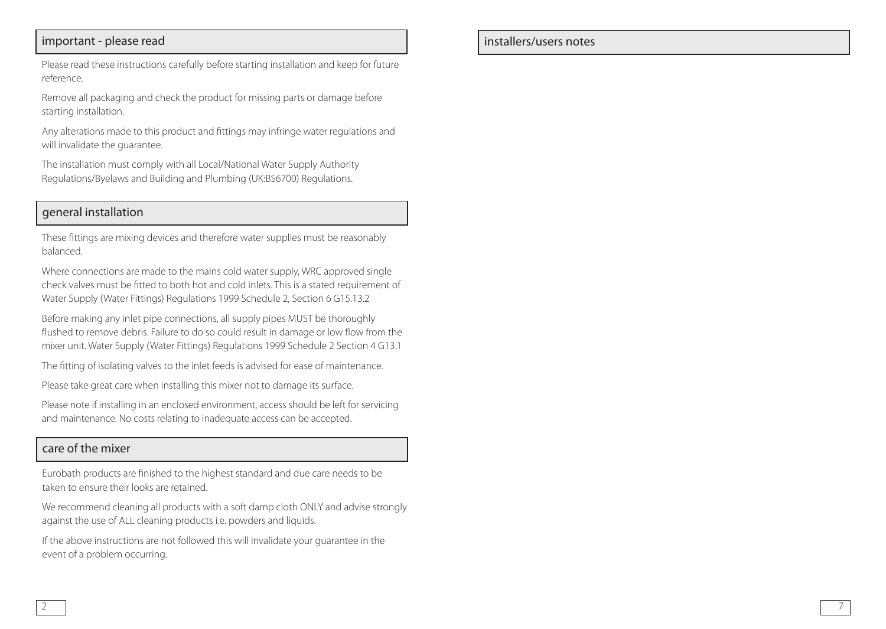## important - please read

Please read these instructions carefully before starting installation and keep for future reference.

Remove all packaging and check the product for missing parts or damage before starting installation.

Any alterations made to this product and fittings may infringe water regulations and will invalidate the guarantee.

The installation must comply with all Local/National Water Supply Authority Regulations/Byelaws and Building and Plumbing (UK:BS6700) Regulations.

## general installation

These fittings are mixing devices and therefore water supplies must be reasonably balanced.

Where connections are made to the mains cold water supply, WRC approved single check valves must be fitted to both hot and cold inlets. This is a stated requirement of Water Supply (Water Fittings) Regulations 1999 Schedule 2, Section 6 G15.13.2

Before making any inlet pipe connections, all supply pipes MUST be thoroughly flushed to remove debris. Failure to do so could result in damage or low flow from the mixer unit. Water Supply (Water Fittings) Regulations 1999 Schedule 2 Section 4 G13.1

The fitting of isolating valves to the inlet feeds is advised for ease of maintenance.

Please take great care when installing this mixer not to damage its surface.

Please note if installing in an enclosed environment, access should be left for servicing and maintenance. No costs relating to inadequate access can be accepted.

## care of the mixer

Eurobath products are finished to the highest standard and due care needs to be taken to ensure their looks are retained.

We recommend cleaning all products with a soft damp cloth ONLY and advise strongly against the use of ALL cleaning products i.e. powders and liquids.

If the above instructions are not followed this will invalidate your guarantee in the event of a problem occurring.

## installers/users notes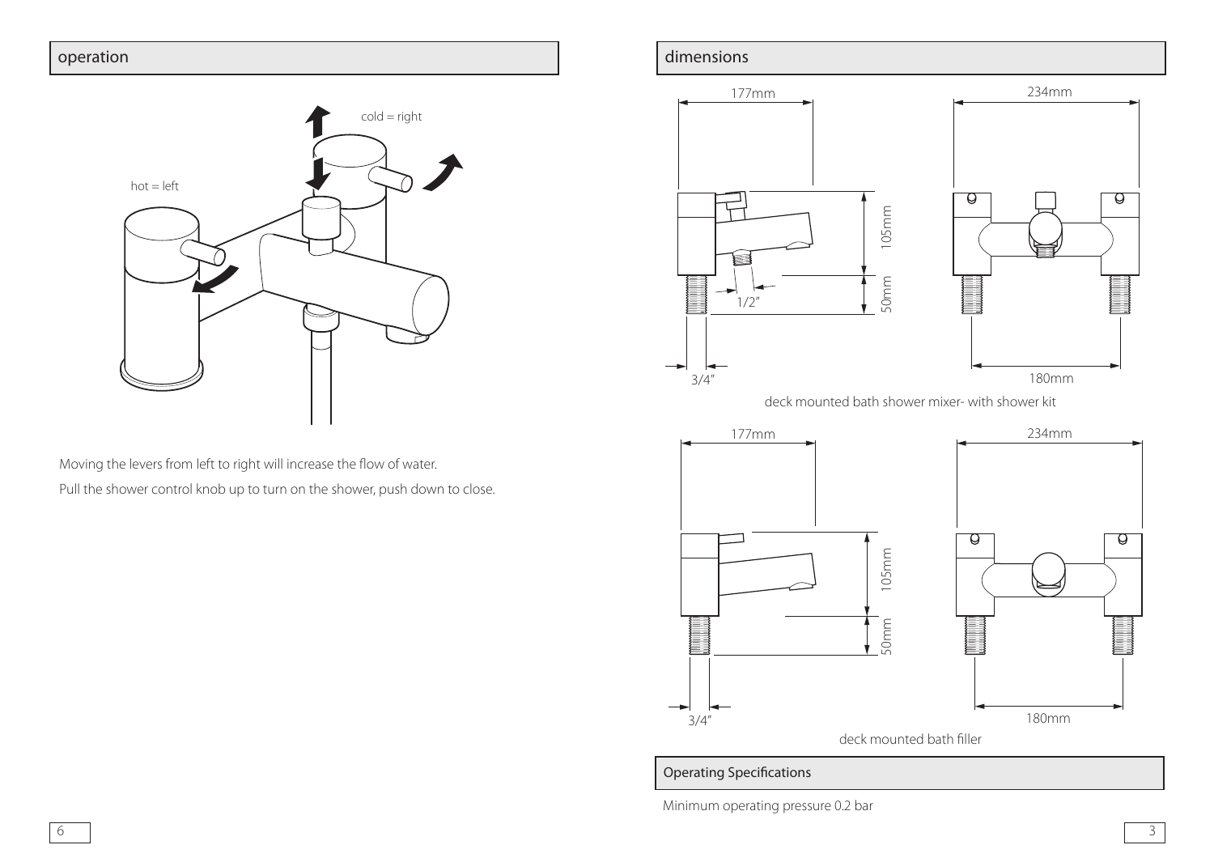## operation

cold = right

hot = left

Moving the levers from left to right will increase the flow of water.

Pull the shower control knob up to turn on the shower, push down to close.

## dimensions

177mm

234mm

105mm

50mm

1/2"

3/4"

180mm

deck mounted bath shower mixer- with shower kit

177mm

234mm

105mm

50mm

3/4"

180mm

deck mounted bath filler

### Operating Specifications

Minimum operating pressure 0.2 bar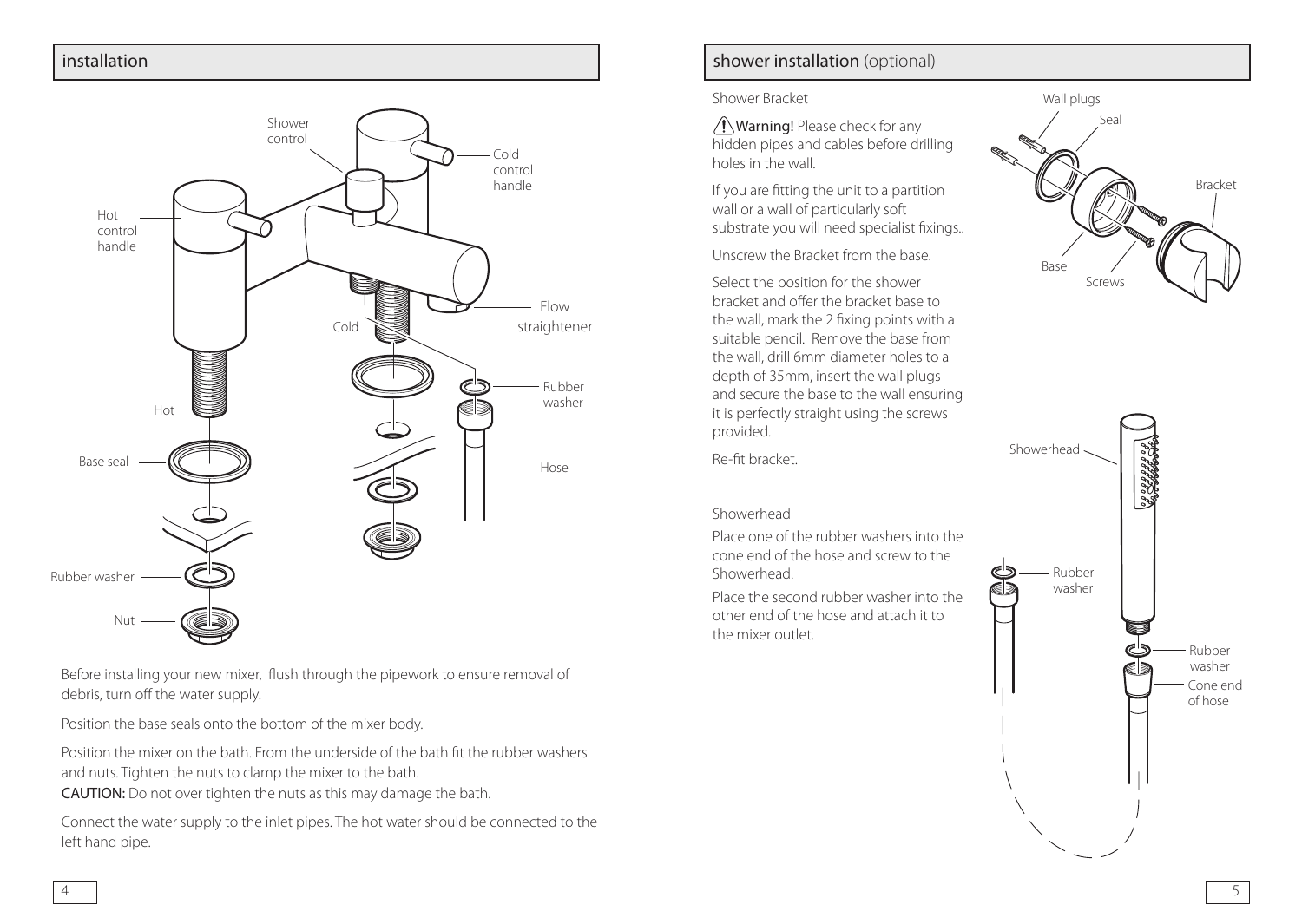## installation

Shower control

Cold control handle

Hot control handle

Flow straightener

Cold

Rubber washer

Hot

Base seal

Hose

Rubber washer

Nut

Before installing your new mixer, flush through the pipework to ensure removal of debris, turn off the water supply.

Position the base seals onto the bottom of the mixer body.

Position the mixer on the bath. From the underside of the bath fit the rubber washers and nuts. Tighten the nuts to clamp the mixer to the bath.

**CAUTION:** Do not over tighten the nuts as this may damage the bath.

Connect the water supply to the inlet pipes. The hot water should be connected to the left hand pipe.

## shower installation (optional)

### Shower Bracket

**Warning!** Please check for any hidden pipes and cables before drilling holes in the wall.

If you are fitting the unit to a partition wall or a wall of particularly soft substrate you will need specialist fixings..

Unscrew the Bracket from the base.

Select the position for the shower bracket and offer the bracket base to the wall, mark the 2 fixing points with a suitable pencil. Remove the base from the wall, drill 6mm diameter holes to a depth of 35mm, insert the wall plugs and secure the base to the wall ensuring it is perfectly straight using the screws provided.

Re-fit bracket.

Wall plugs

Seal

Bracket

Base

Screws

### Showerhead

Place one of the rubber washers into the cone end of the hose and screw to the Showerhead.

Place the second rubber washer into the other end of the hose and attach it to the mixer outlet.

Showerhead

Rubber washer

Rubber washer

Cone end of hose